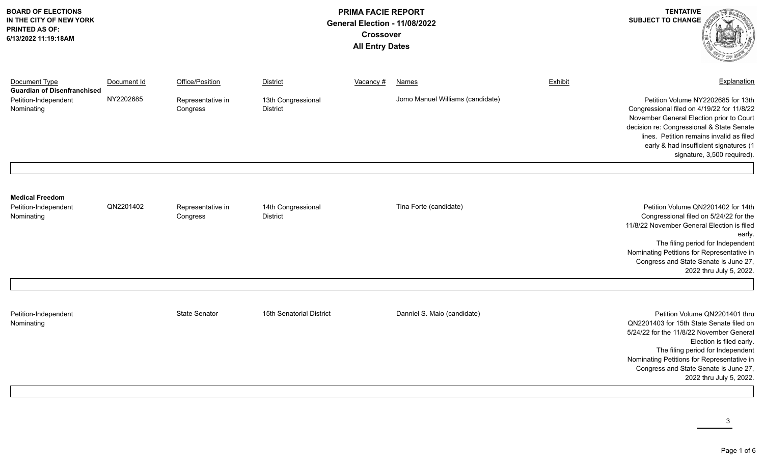**BOARD OF ELECTIONS IN THE CITY OF NEW YORK**
**PRINTED AS OF:**
**6/13/2022 11:19:18AM**

# PRIMA FACIE REPORT
## General Election - 11/08/2022
## Crossover
## All Entry Dates

**TENTATIVE**
**SUBJECT TO CHANGE**

| Document Type | Document Id | Office/Position | District | Vacancy # | Names | Exhibit | Explanation |
|---|---|---|---|---|---|---|---|
| **Guardian of Disenfranchised** | | | | | | | |
| Petition-Independent Nominating | NY2202685 | Representative in Congress | 13th Congressional District | | Jomo Manuel Williams (candidate) | | Petition Volume NY2202685 for 13th Congressional filed on 4/19/22 for 11/8/22 November General Election prior to Court decision re: Congressional & State Senate lines. Petition remains invalid as filed early & had insufficient signatures (1 signature, 3,500 required). |
| **Medical Freedom** | | | | | | | |
| Petition-Independent Nominating | QN2201402 | Representative in Congress | 14th Congressional District | | Tina Forte (candidate) | | Petition Volume QN2201402 for 14th Congressional filed on 5/24/22 for the 11/8/22 November General Election is filed early. The filing period for Independent Nominating Petitions for Representative in Congress and State Senate is June 27, 2022 thru July 5, 2022. |
| Petition-Independent Nominating | | State Senator | 15th Senatorial District | | Danniel S. Maio (candidate) | | Petition Volume QN2201401 thru QN2201403 for 15th State Senate filed on 5/24/22 for the 11/8/22 November General Election is filed early. The filing period for Independent Nominating Petitions for Representative in Congress and State Senate is June 27, 2022 thru July 5, 2022. |

3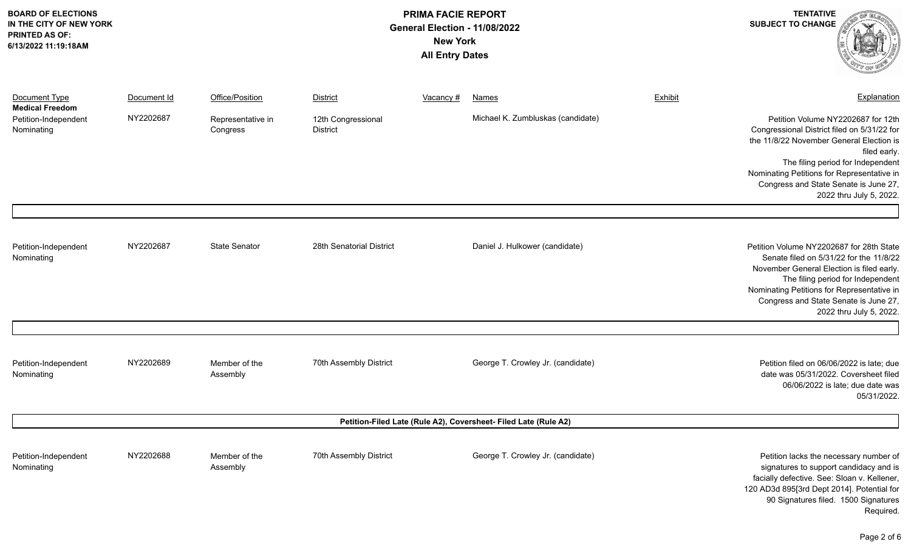**BOARD OF ELECTIONS IN THE CITY OF NEW YORK**
**PRINTED AS OF: 6/13/2022 11:19:18AM**

# PRIMA FACIE REPORT
## General Election - 11/08/2022
## New York
## All Entry Dates

**TENTATIVE SUBJECT TO CHANGE**

| Document Type | Document Id | Office/Position | District | Vacancy # | Names | Exhibit | Explanation |
|---|---|---|---|---|---|---|---|
| **Medical Freedom** | | | | | | | |
| Petition-Independent Nominating | NY2202687 | Representative in Congress | 12th Congressional District | | Michael K. Zumbluskas (candidate) | | Petition Volume NY2202687 for 12th Congressional District filed on 5/31/22 for the 11/8/22 November General Election is filed early. The filing period for Independent Nominating Petitions for Representative in Congress and State Senate is June 27, 2022 thru July 5, 2022. |
| Petition-Independent Nominating | NY2202687 | State Senator | 28th Senatorial District | | Daniel J. Hulkower (candidate) | | Petition Volume NY2202687 for 28th State Senate filed on 5/31/22 for the 11/8/22 November General Election is filed early. The filing period for Independent Nominating Petitions for Representative in Congress and State Senate is June 27, 2022 thru July 5, 2022. |
| Petition-Independent Nominating | NY2202689 | Member of the Assembly | 70th Assembly District | | George T. Crowley Jr. (candidate) | | Petition filed on 06/06/2022 is late; due date was 05/31/2022. Coversheet filed 06/06/2022 is late; due date was 05/31/2022. |
| | | | | | **Petition-Filed Late (Rule A2), Coversheet- Filed Late (Rule A2)** | | |
| Petition-Independent Nominating | NY2202688 | Member of the Assembly | 70th Assembly District | | George T. Crowley Jr. (candidate) | | Petition lacks the necessary number of signatures to support candidacy and is facially defective. See: Sloan v. Kellener, 120 AD3d 895[3rd Dept 2014]. Potential for 90 Signatures filed. 1500 Signatures Required. |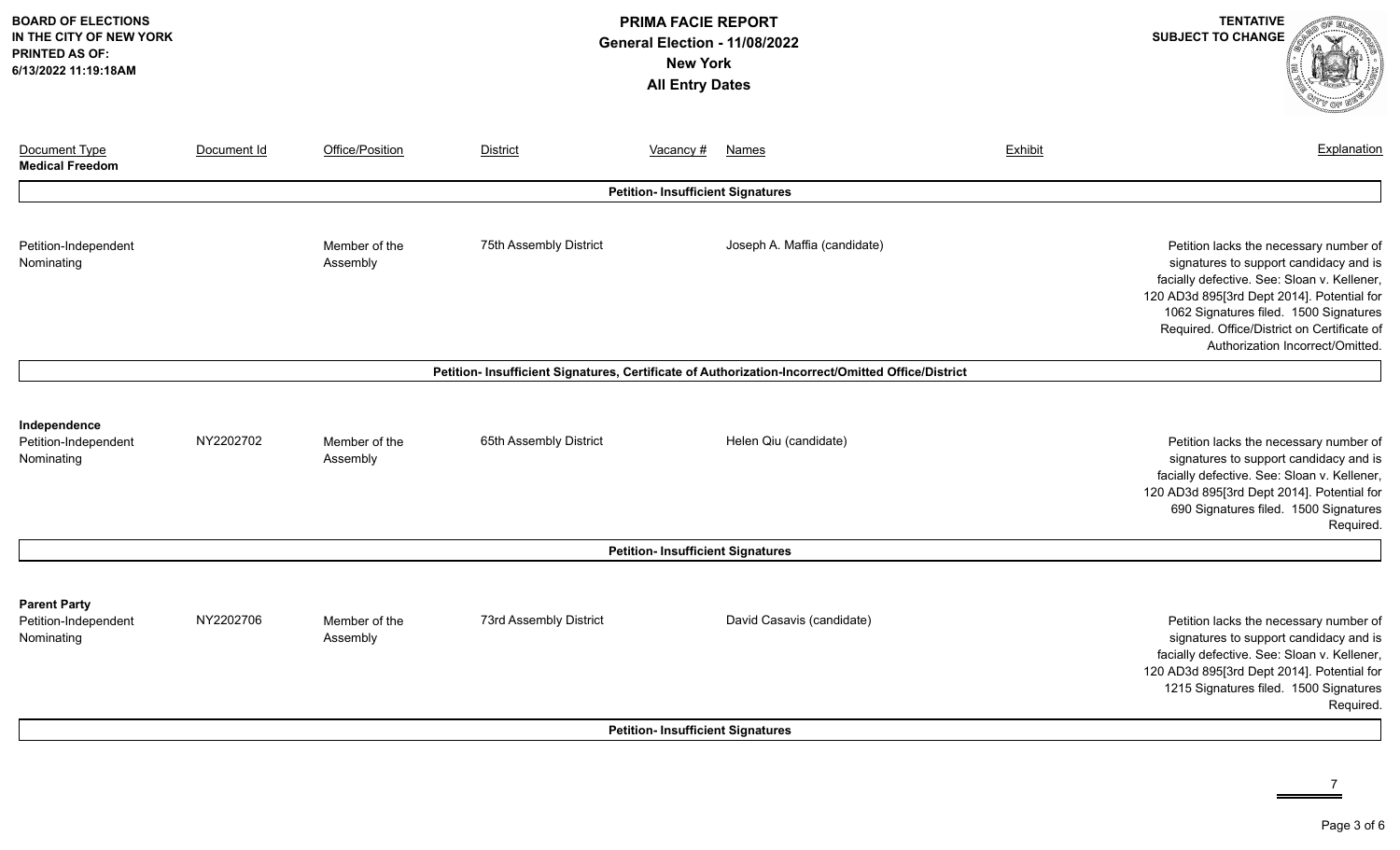**BOARD OF ELECTIONS IN THE CITY OF NEW YORK**
**PRINTED AS OF: 6/13/2022 11:19:18AM**

**PRIMA FACIE REPORT**
**General Election - 11/08/2022**
**New York**
**All Entry Dates**

**TENTATIVE SUBJECT TO CHANGE**

| Document Type | Document Id | Office/Position | District | Vacancy # | Names | Exhibit | Explanation |
|---|---|---|---|---|---|---|---|
| **Medical Freedom** | | | | | | | |
| Petition-Independent Nominating | | Member of the Assembly | 75th Assembly District | | Joseph A. Maffia (candidate) | | Petition lacks the necessary number of signatures to support candidacy and is facially defective. See: Sloan v. Kellener, 120 AD3d 895[3rd Dept 2014]. Potential for 1062 Signatures filed. 1500 Signatures Required. Office/District on Certificate of Authorization Incorrect/Omitted. |
| **Petition- Insufficient Signatures, Certificate of Authorization-Incorrect/Omitted Office/District** | | | | | | | |
| **Independence** | | | | | | | |
| Petition-Independent Nominating | NY2202702 | Member of the Assembly | 65th Assembly District | | Helen Qiu (candidate) | | Petition lacks the necessary number of signatures to support candidacy and is facially defective. See: Sloan v. Kellener, 120 AD3d 895[3rd Dept 2014]. Potential for 690 Signatures filed. 1500 Signatures Required. |
| **Petition- Insufficient Signatures** | | | | | | | |
| **Parent Party** | | | | | | | |
| Petition-Independent Nominating | NY2202706 | Member of the Assembly | 73rd Assembly District | | David Casavis (candidate) | | Petition lacks the necessary number of signatures to support candidacy and is facially defective. See: Sloan v. Kellener, 120 AD3d 895[3rd Dept 2014]. Potential for 1215 Signatures filed. 1500 Signatures Required. |
| **Petition- Insufficient Signatures** | | | | | | | |

7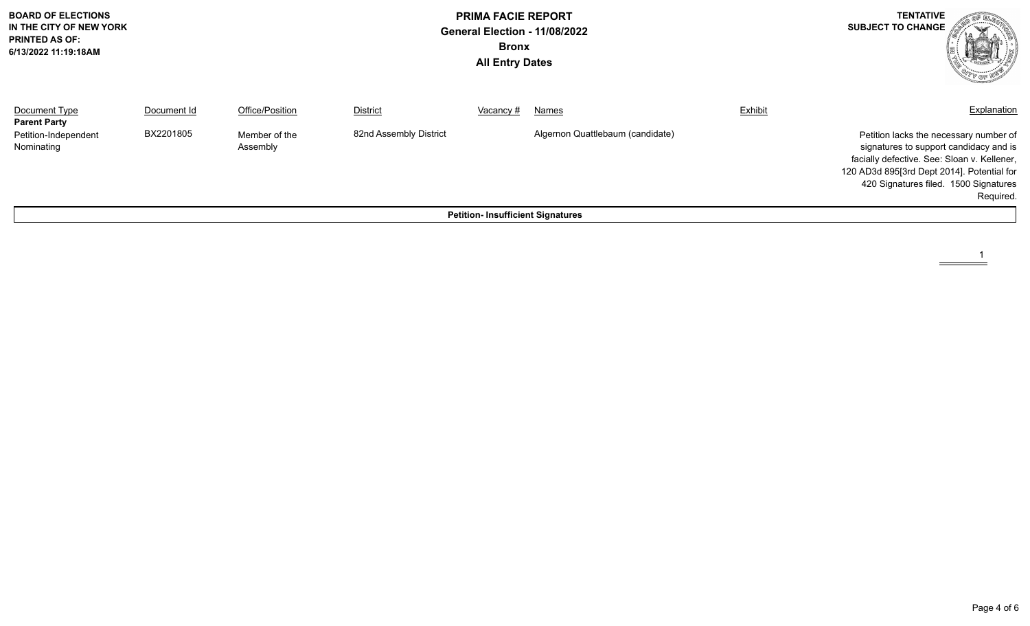**BOARD OF ELECTIONS IN THE CITY OF NEW YORK**
**PRINTED AS OF:**
**6/13/2022 11:19:18AM**

# PRIMA FACIE REPORT
## General Election - 11/08/2022
## Bronx
## All Entry Dates

**TENTATIVE SUBJECT TO CHANGE**

| Document Type | Document Id | Office/Position | District | Vacancy # | Names | Exhibit | Explanation |
|---|---|---|---|---|---|---|---|
| **Parent Party** | | | | | | | |
| Petition-Independent Nominating | BX2201805 | Member of the Assembly | 82nd Assembly District | | Algernon Quattlebaum (candidate) | | Petition lacks the necessary number of signatures to support candidacy and is facially defective. See: Sloan v. Kellener, 120 AD3d 895[3rd Dept 2014]. Potential for 420 Signatures filed. 1500 Signatures Required. |

**Petition- Insufficient Signatures**

1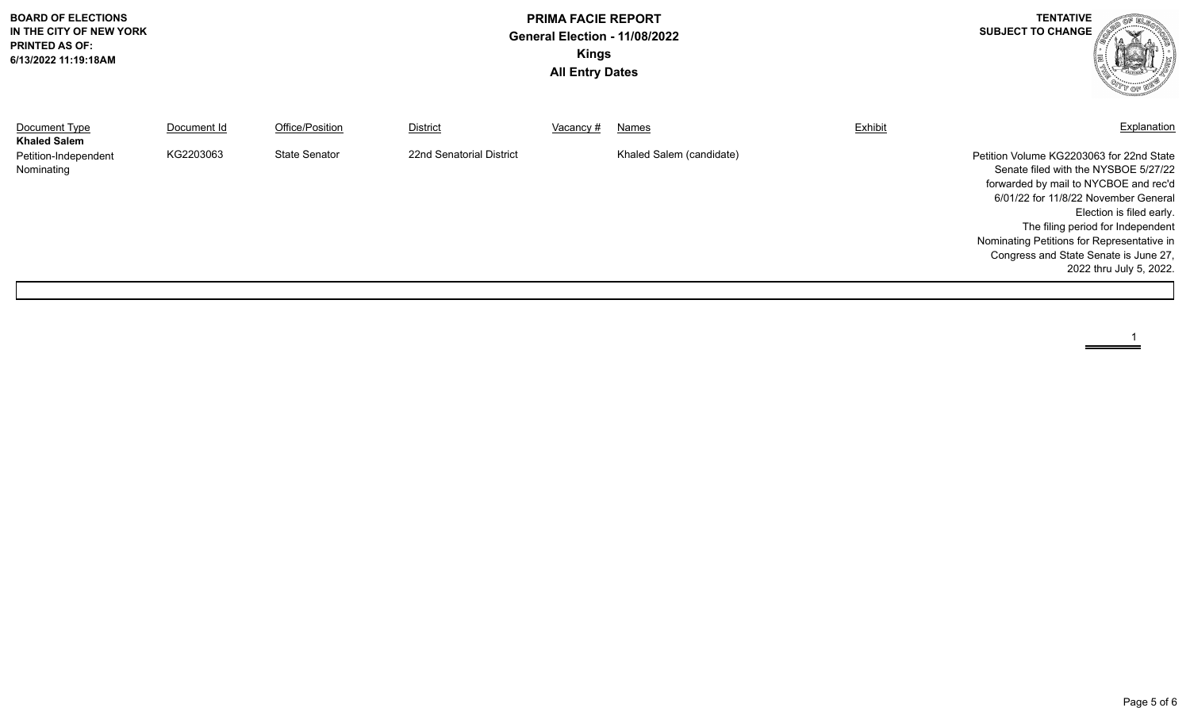**BOARD OF ELECTIONS IN THE CITY OF NEW YORK**
**PRINTED AS OF: 6/13/2022 11:19:18AM**

# PRIMA FACIE REPORT
## General Election - 11/08/2022
## Kings
## All Entry Dates

**TENTATIVE SUBJECT TO CHANGE**

| Document Type | Document Id | Office/Position | District | Vacancy # | Names | Exhibit | Explanation |
|---|---|---|---|---|---|---|---|
| **Khaled Salem** | | | | | | | |
| Petition-Independent Nominating | KG2203063 | State Senator | 22nd Senatorial District | | Khaled Salem (candidate) | | Petition Volume KG2203063 for 22nd State Senate filed with the NYSBOE 5/27/22 forwarded by mail to NYCBOE and rec'd 6/01/22 for 11/8/22 November General Election is filed early. The filing period for Independent Nominating Petitions for Representative in Congress and State Senate is June 27, 2022 thru July 5, 2022. |

1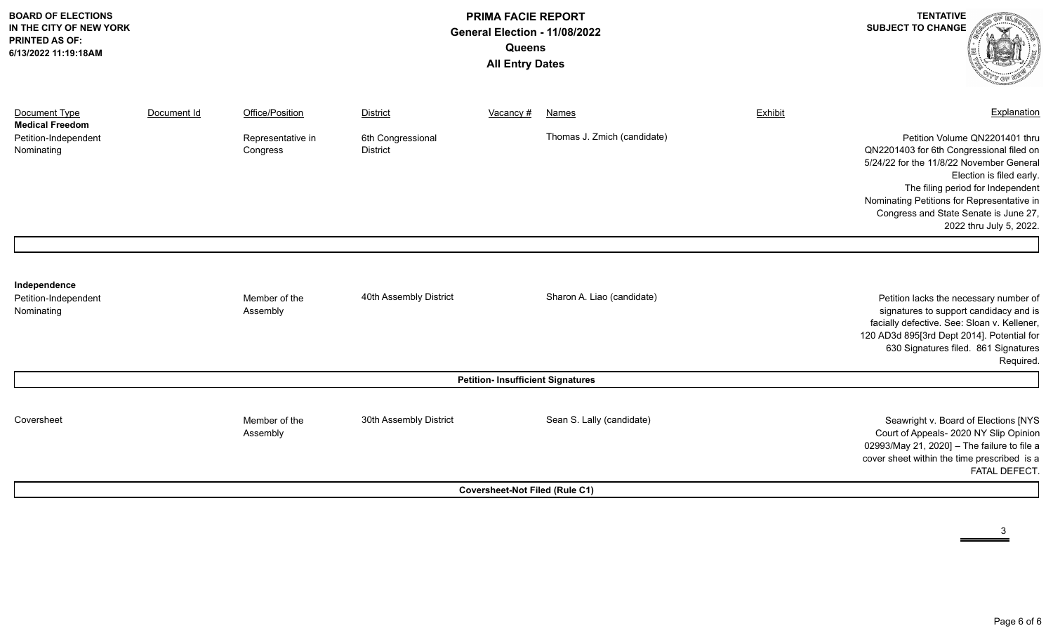**BOARD OF ELECTIONS IN THE CITY OF NEW YORK**
**PRINTED AS OF:**
**6/13/2022 11:19:18AM**

**PRIMA FACIE REPORT**
**General Election - 11/08/2022**
**Queens**
**All Entry Dates**

**TENTATIVE**
**SUBJECT TO CHANGE**

| Document Type | Document Id | Office/Position | District | Vacancy # | Names | Exhibit | Explanation |
|---|---|---|---|---|---|---|---|
| **Medical Freedom** | | | | | | | |
| Petition-Independent Nominating | | Representative in Congress | 6th Congressional District | | Thomas J. Zmich (candidate) | | Petition Volume QN2201401 thru QN2201403 for 6th Congressional filed on 5/24/22 for the 11/8/22 November General Election is filed early. The filing period for Independent Nominating Petitions for Representative in Congress and State Senate is June 27, 2022 thru July 5, 2022. |
| **Independence** | | | | | | | |
| Petition-Independent Nominating | | Member of the Assembly | 40th Assembly District | | Sharon A. Liao (candidate) | | Petition lacks the necessary number of signatures to support candidacy and is facially defective. See: Sloan v. Kellener, 120 AD3d 895[3rd Dept 2014]. Potential for 630 Signatures filed. 861 Signatures Required. |
| | | | | **Petition- Insufficient Signatures** | | | |
| Coversheet | | Member of the Assembly | 30th Assembly District | | Sean S. Lally (candidate) | | Seawright v. Board of Elections [NYS Court of Appeals- 2020 NY Slip Opinion 02993/May 21, 2020] – The failure to file a cover sheet within the time prescribed is a FATAL DEFECT. |
| | | | | **Coversheet-Not Filed (Rule C1)** | | | |

3